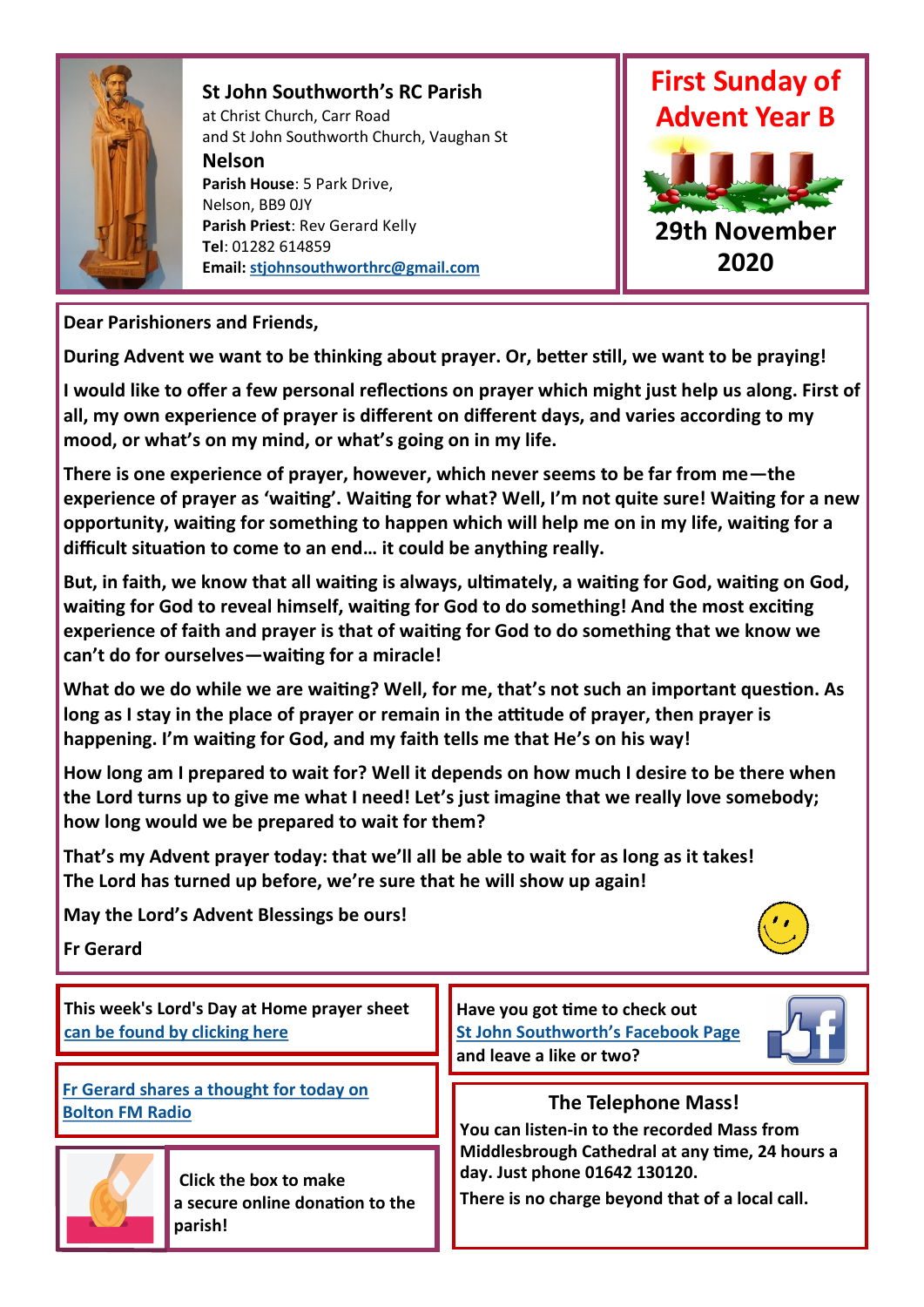## St John Southworth's RC Parish

at Christ Church, Carr Road
and St John Southworth Church, Vaughan St

**Nelson**

**Parish House**: 5 Park Drive,
Nelson, BB9 0JY
**Parish Priest**: Rev Gerard Kelly
**Tel**: 01282 614859
**Email:** stjohnsouthworthrc@gmail.com

# First Sunday of Advent Year B

**29th November 2020**

**Dear Parishioners and Friends,**

**During Advent we want to be thinking about prayer. Or, better still, we want to be praying!**

**I would like to offer a few personal reflections on prayer which might just help us along. First of all, my own experience of prayer is different on different days, and varies according to my mood, or what's on my mind, or what's going on in my life.**

**There is one experience of prayer, however, which never seems to be far from me—the experience of prayer as 'waiting'. Waiting for what? Well, I'm not quite sure! Waiting for a new opportunity, waiting for something to happen which will help me on in my life, waiting for a difficult situation to come to an end… it could be anything really.**

**But, in faith, we know that all waiting is always, ultimately, a waiting for God, waiting on God, waiting for God to reveal himself, waiting for God to do something! And the most exciting experience of faith and prayer is that of waiting for God to do something that we know we can't do for ourselves—waiting for a miracle!**

**What do we do while we are waiting? Well, for me, that's not such an important question. As long as I stay in the place of prayer or remain in the attitude of prayer, then prayer is happening. I'm waiting for God, and my faith tells me that He's on his way!**

**How long am I prepared to wait for? Well it depends on how much I desire to be there when the Lord turns up to give me what I need! Let's just imagine that we really love somebody; how long would we be prepared to wait for them?**

**That's my Advent prayer today: that we'll all be able to wait for as long as it takes! The Lord has turned up before, we're sure that he will show up again!**

**May the Lord's Advent Blessings be ours!**

**Fr Gerard**

---

**This week's Lord's Day at Home prayer sheet can be found by clicking here**

**Fr Gerard shares a thought for today on Bolton FM Radio**

**Click the box to make a secure online donation to the parish!**

**Have you got time to check out St John Southworth's Facebook Page and leave a like or two?**

### The Telephone Mass!

**You can listen-in to the recorded Mass from Middlesbrough Cathedral at any time, 24 hours a day. Just phone 01642 130120.**

**There is no charge beyond that of a local call.**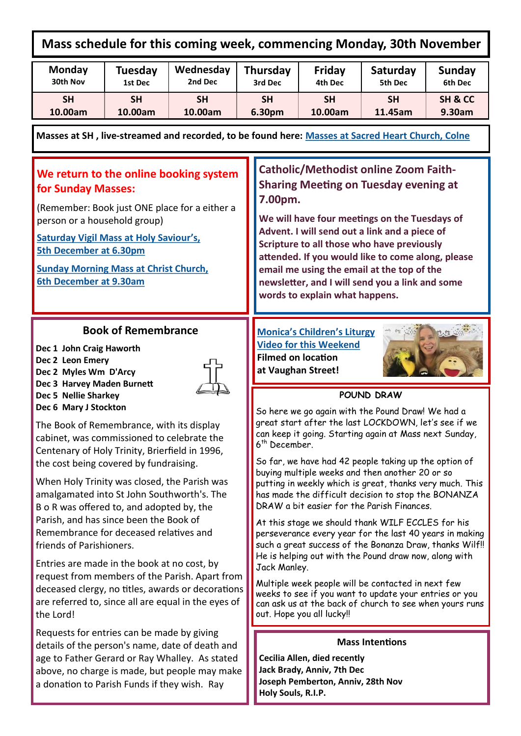## Mass schedule for this coming week, commencing Monday, 30th November

| Monday 30th Nov | Tuesday 1st Dec | Wednesday 2nd Dec | Thursday 3rd Dec | Friday 4th Dec | Saturday 5th Dec | Sunday 6th Dec |
|---|---|---|---|---|---|---|
| SH 10.00am | SH 10.00am | SH 10.00am | SH 6.30pm | SH 10.00am | SH 11.45am | SH & CC 9.30am |

**Masses at SH , live-streamed and recorded, to be found here: Masses at Sacred Heart Church, Colne**

## We return to the online booking system for Sunday Masses:

(Remember: Book just ONE place for a either a person or a household group)

Saturday Vigil Mass at Holy Saviour's, 5th December at 6.30pm

Sunday Morning Mass at Christ Church, 6th December at 9.30am

## Catholic/Methodist online Zoom Faith-Sharing Meeting on Tuesday evening at 7.00pm.

**We will have four meetings on the Tuesdays of Advent. I will send out a link and a piece of Scripture to all those who have previously attended. If you would like to come along, please email me using the email at the top of the newsletter, and I will send you a link and some words to explain what happens.**

## Book of Remembrance

**Dec 1 John Craig Haworth**
**Dec 2 Leon Emery**
**Dec 2 Myles Wm D'Arcy**
**Dec 3 Harvey Maden Burnett**
**Dec 5 Nellie Sharkey**
**Dec 6 Mary J Stockton**

The Book of Remembrance, with its display cabinet, was commissioned to celebrate the Centenary of Holy Trinity, Brierfield in 1996, the cost being covered by fundraising.

When Holy Trinity was closed, the Parish was amalgamated into St John Southworth's. The B o R was offered to, and adopted by, the Parish, and has since been the Book of Remembrance for deceased relatives and friends of Parishioners.

Entries are made in the book at no cost, by request from members of the Parish. Apart from deceased clergy, no titles, awards or decorations are referred to, since all are equal in the eyes of the Lord!

Requests for entries can be made by giving details of the person's name, date of death and age to Father Gerard or Ray Whalley. As stated above, no charge is made, but people may make a donation to Parish Funds if they wish. Ray

Monica's Children's Liturgy Video for this Weekend
**Filmed on location at Vaughan Street!**

### POUND DRAW

So here we go again with the Pound Draw! We had a great start after the last LOCKDOWN, let's see if we can keep it going. Starting again at Mass next Sunday, 6th December.

So far, we have had 42 people taking up the option of buying multiple weeks and then another 20 or so putting in weekly which is great, thanks very much. This has made the difficult decision to stop the BONANZA DRAW a bit easier for the Parish Finances.

At this stage we should thank WILF ECCLES for his perseverance every year for the last 40 years in making such a great success of the Bonanza Draw, thanks Wilf!! He is helping out with the Pound draw now, along with Jack Manley.

Multiple week people will be contacted in next few weeks to see if you want to update your entries or you can ask us at the back of church to see when yours runs out. Hope you all lucky!!

### Mass Intentions

**Cecilia Allen, died recently**
**Jack Brady, Anniv, 7th Dec**
**Joseph Pemberton, Anniv, 28th Nov**
**Holy Souls, R.I.P.**